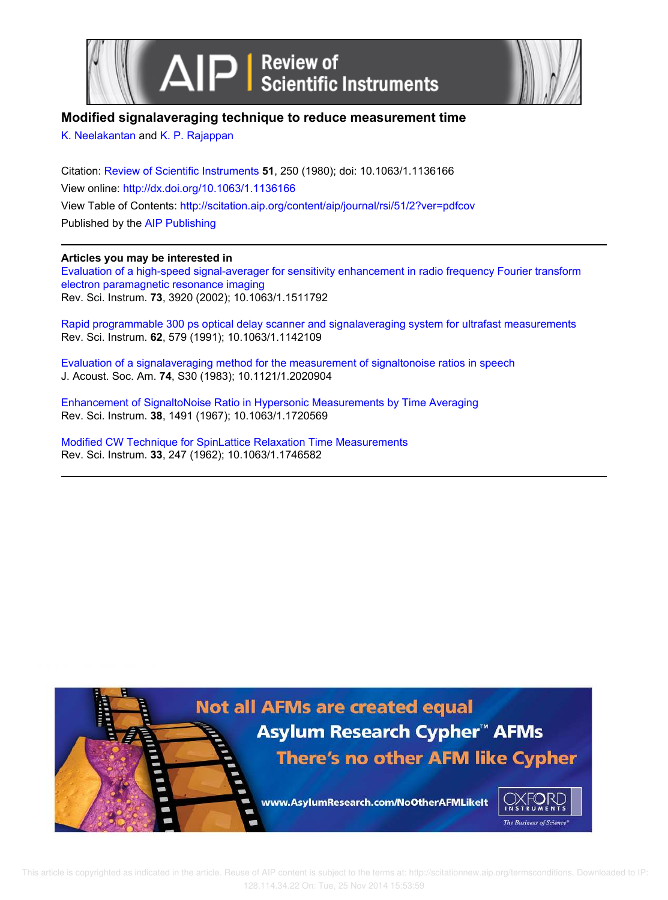# Modified signalaveraging technique to reduce measurement time

K. Neelakantan and K. P. Rajappan

Citation: Review of Scientific Instruments **51**, 250 (1980); doi: 10.1063/1.1136166

View online: http://dx.doi.org/10.1063/1.1136166

View Table of Contents: http://scitation.aip.org/content/aip/journal/rsi/51/2?ver=pdfcov

Published by the AIP Publishing

## Articles you may be interested in

Evaluation of a high-speed signal-averager for sensitivity enhancement in radio frequency Fourier transform electron paramagnetic resonance imaging
Rev. Sci. Instrum. **73**, 3920 (2002); 10.1063/1.1511792

Rapid programmable 300 ps optical delay scanner and signalaveraging system for ultrafast measurements
Rev. Sci. Instrum. **62**, 579 (1991); 10.1063/1.1142109

Evaluation of a signalaveraging method for the measurement of signaltonoise ratios in speech
J. Acoust. Soc. Am. **74**, S30 (1983); 10.1121/1.2020904

Enhancement of SignaltoNoise Ratio in Hypersonic Measurements by Time Averaging
Rev. Sci. Instrum. **38**, 1491 (1967); 10.1063/1.1720569

Modified CW Technique for SpinLattice Relaxation Time Measurements
Rev. Sci. Instrum. **33**, 247 (1962); 10.1063/1.1746582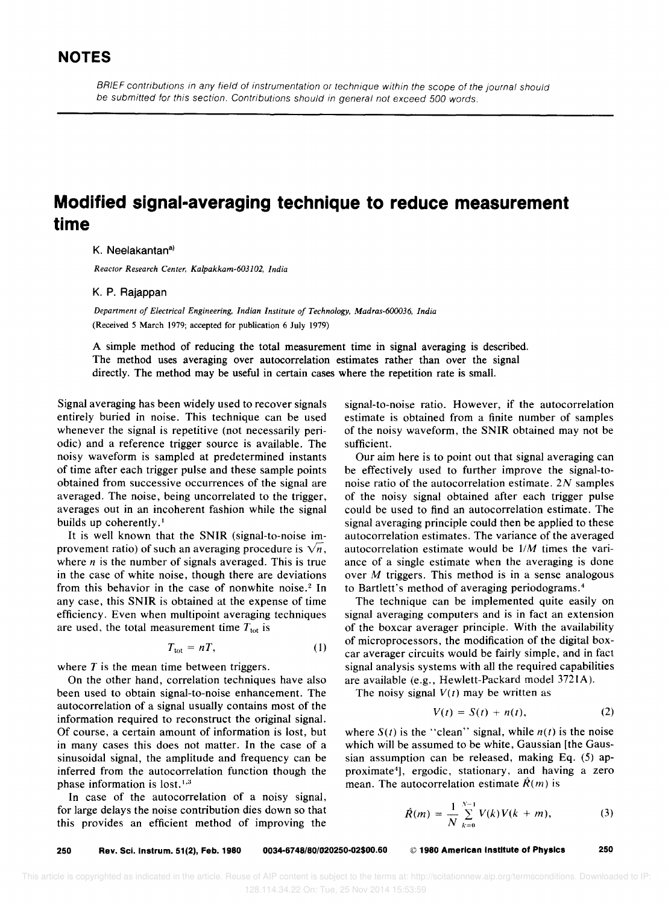# NOTES

*BRIEF contributions in any field of instrumentation or technique within the scope of the journal should be submitted for this section. Contributions should in general not exceed 500 words.*

# Modified signal-averaging technique to reduce measurement time

K. Neelakantan[a)]

*Reactor Research Center, Kalpakkam-603102, India*

K. P. Rajappan

*Department of Electrical Engineering, Indian Institute of Technology, Madras-600036, India*

(Received 5 March 1979; accepted for publication 6 July 1979)

A simple method of reducing the total measurement time in signal averaging is described. The method uses averaging over autocorrelation estimates rather than over the signal directly. The method may be useful in certain cases where the repetition rate is small.

Signal averaging has been widely used to recover signals entirely buried in noise. This technique can be used whenever the signal is repetitive (not necessarily periodic) and a reference trigger source is available. The noisy waveform is sampled at predetermined instants of time after each trigger pulse and these sample points obtained from successive occurrences of the signal are averaged. The noise, being uncorrelated to the trigger, averages out in an incoherent fashion while the signal builds up coherently.[1]

It is well known that the SNIR (signal-to-noise improvement ratio) of such an averaging procedure is $\sqrt{n}$, where $n$ is the number of signals averaged. This is true in the case of white noise, though there are deviations from this behavior in the case of nonwhite noise.[2] In any case, this SNIR is obtained at the expense of time efficiency. Even when multipoint averaging techniques are used, the total measurement time $T_{\text{tot}}$ is

$$T_{\text{tot}} = nT, \tag{1}$$

where $T$ is the mean time between triggers.

On the other hand, correlation techniques have also been used to obtain signal-to-noise enhancement. The autocorrelation of a signal usually contains most of the information required to reconstruct the original signal. Of course, a certain amount of information is lost, but in many cases this does not matter. In the case of a sinusoidal signal, the amplitude and frequency can be inferred from the autocorrelation function though the phase information is lost.[1,3]

In case of the autocorrelation of a noisy signal, for large delays the noise contribution dies down so that this provides an efficient method of improving the signal-to-noise ratio. However, if the autocorrelation estimate is obtained from a finite number of samples of the noisy waveform, the SNIR obtained may not be sufficient.

Our aim here is to point out that signal averaging can be effectively used to further improve the signal-to-noise ratio of the autocorrelation estimate. $2N$ samples of the noisy signal obtained after each trigger pulse could be used to find an autocorrelation estimate. The signal averaging principle could then be applied to these autocorrelation estimates. The variance of the averaged autocorrelation estimate would be $1/M$ times the variance of a single estimate when the averaging is done over $M$ triggers. This method is in a sense analogous to Bartlett's method of averaging periodograms.[4]

The technique can be implemented quite easily on signal averaging computers and is in fact an extension of the boxcar averager principle. With the availability of microprocessors, the modification of the digital boxcar averager circuits would be fairly simple, and in fact signal analysis systems with all the required capabilities are available (e.g., Hewlett-Packard model 3721A).

The noisy signal $V(t)$ may be written as

$$V(t) = S(t) + n(t), \tag{2}$$

where $S(t)$ is the "clean" signal, while $n(t)$ is the noise which will be assumed to be white, Gaussian [the Gaussian assumption can be released, making Eq. (5) approximate[4]], ergodic, stationary, and having a zero mean. The autocorrelation estimate $\hat{R}(m)$ is

$$\hat{R}(m) = \frac{1}{N} \sum_{k=0}^{N-1} V(k)V(k+m), \tag{3}$$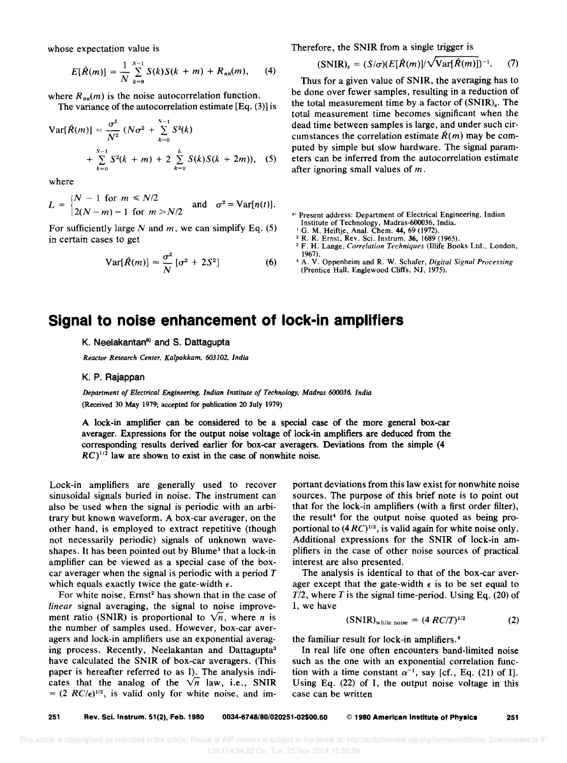whose expectation value is

$$E[\hat{R}(m)] = \frac{1}{N}\sum_{k=0}^{N-1} S(k)S(k+m) + R_{nn}(m), \quad (4)$$

where $R_{nn}(m)$ is the noise autocorrelation function.

The variance of the autocorrelation estimate [Eq. (3)] is

$$\mathrm{Var}[\hat{R}(m)] = \frac{\sigma^2}{N^2}\left(N\sigma^2 + \sum_{k=0}^{N-1} S^2(k) + \sum_{k=0}^{N-1} S^2(k+m) + 2\sum_{k=0}^{L} S(k)S(k+2m)\right), \quad (5)$$

where

$$L = \begin{cases} N-1 & \text{for } m \leq N/2 \\ 2(N-m)-1 & \text{for } m > N/2 \end{cases} \quad \text{and} \quad \sigma^2 = \mathrm{Var}[n(t)].$$

For sufficiently large $N$ and $m$, we can simplify Eq. (5) in certain cases to get

$$\mathrm{Var}[\hat{R}(m)] \approx \frac{\sigma^2}{N}[\sigma^2 + 2S^2] \quad (6)$$

Therefore, the SNIR from a single trigger is

$$(\mathrm{SNIR})_s = (S/\sigma)(E[\hat{R}(m)]/\sqrt{\mathrm{Var}[\hat{R}(m)]})^{-1}. \quad (7)$$

Thus for a given value of SNIR, the averaging has to be done over fewer samples, resulting in a reduction of the total measurement time by a factor of $(\mathrm{SNIR})_s$. The total measurement time becomes significant when the dead time between samples is large, and under such circumstances the correlation estimate $\hat{R}(m)$ may be computed by simple but slow hardware. The signal parameters can be inferred from the autocorrelation estimate after ignoring small values of $m$.

[a] Present address: Department of Electrical Engineering, Indian Institute of Technology, Madras-600036, India.

[1] G. M. Heiftje, Anal. Chem. **44**, 69 (1972).

[2] R. R. Ernst, Rev. Sci. Instrum. **36**, 1689 (1965).

[3] F. H. Lange, *Correlation Techniques* (Illife Books Ltd., London, 1967).

[4] A. V. Oppenheim and R. W. Schafer, *Digital Signal Processing* (Prentice Hall, Englewood Cliffs, NJ, 1975).

# Signal to noise enhancement of lock-in amplifiers

K. Neelakantan[a] and S. Dattagupta

*Reactor Research Center, Kalpakkam, 603102, India*

K. P. Rajappan

*Department of Electrical Engineering, Indian Institute of Technology, Madras 600036, India*

(Received 30 May 1979; accepted for publication 20 July 1979)

**A lock-in amplifier can be considered to be a special case of the more general box-car averager. Expressions for the output noise voltage of lock-in amplifiers are deduced from the corresponding results derived earlier for box-car averagers. Deviations from the simple $(4\,RC)^{1/2}$ law are shown to exist in the case of nonwhite noise.**

Lock-in amplifiers are generally used to recover sinusoidal signals buried in noise. The instrument can also be used when the signal is periodic with an arbitrary but known waveform. A box-car averager, on the other hand, is employed to extract repetitive (though not necessarily periodic) signals of unknown waveshapes. It has been pointed out by Blume[1] that a lock-in amplifier can be viewed as a special case of the box-car averager when the signal is periodic with a period $T$ which equals exactly twice the gate-width $\epsilon$.

For white noise, Ernst[2] has shown that in the case of *linear* signal averaging, the signal to noise improvement ratio (SNIR) is proportional to $\sqrt{n}$, where $n$ is the number of samples used. However, box-car averagers and lock-in amplifiers use an exponential averaging process. Recently, Neelakantan and Dattagupta[3] have calculated the SNIR of box-car averagers. (This paper is hereafter referred to as I). The analysis indicates that the analog of the $\sqrt{n}$ law, i.e., SNIR $= (2\,RC/\epsilon)^{1/2}$, is valid only for white noise, and important deviations from this law exist for nonwhite noise sources. The purpose of this brief note is to point out that for the lock-in amplifiers (with a first order filter), the result[4] for the output noise quoted as being proportional to $(4\,RC)^{1/2}$, is valid again for white noise only. Additional expressions for the SNIR of lock-in amplifiers in the case of other noise sources of practical interest are also presented.

The analysis is identical to that of the box-car averager except that the gate-width $\epsilon$ is to be set equal to $T/2$, where $T$ is the signal time-period. Using Eq. (20) of I, we have

$$(\mathrm{SNIR})_{\text{white noise}} = (4\,RC/T)^{1/2} \quad (2)$$

the familiar result for lock-in amplifiers.[4]

In real life one often encounters band-limited noise such as the one with an exponential correlation function with a time constant $\alpha^{-1}$, say [cf., Eq. (21) of I]. Using Eq. (22) of I, the output noise voltage in this case can be written